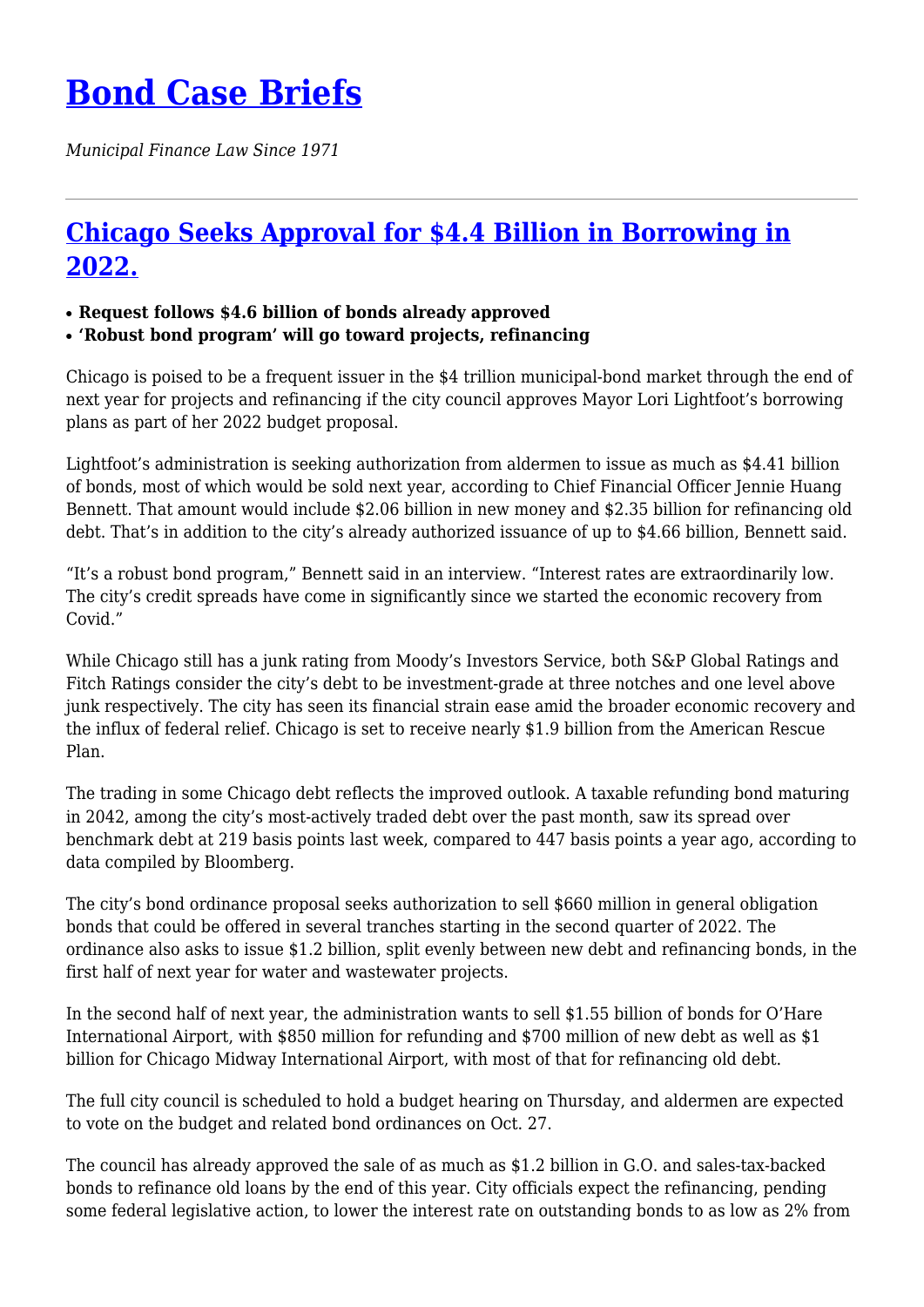# [Bond Case Briefs](#)

*Municipal Finance Law Since 1971*

---

## [Chicago Seeks Approval for $4.4 Billion in Borrowing in 2022.](#)

- **Request follows $4.6 billion of bonds already approved**
- **'Robust bond program' will go toward projects, refinancing**

Chicago is poised to be a frequent issuer in the $4 trillion municipal-bond market through the end of next year for projects and refinancing if the city council approves Mayor Lori Lightfoot's borrowing plans as part of her 2022 budget proposal.

Lightfoot's administration is seeking authorization from aldermen to issue as much as $4.41 billion of bonds, most of which would be sold next year, according to Chief Financial Officer Jennie Huang Bennett. That amount would include $2.06 billion in new money and $2.35 billion for refinancing old debt. That's in addition to the city's already authorized issuance of up to $4.66 billion, Bennett said.

"It's a robust bond program," Bennett said in an interview. "Interest rates are extraordinarily low. The city's credit spreads have come in significantly since we started the economic recovery from Covid."

While Chicago still has a junk rating from Moody's Investors Service, both S&P Global Ratings and Fitch Ratings consider the city's debt to be investment-grade at three notches and one level above junk respectively. The city has seen its financial strain ease amid the broader economic recovery and the influx of federal relief. Chicago is set to receive nearly $1.9 billion from the American Rescue Plan.

The trading in some Chicago debt reflects the improved outlook. A taxable refunding bond maturing in 2042, among the city's most-actively traded debt over the past month, saw its spread over benchmark debt at 219 basis points last week, compared to 447 basis points a year ago, according to data compiled by Bloomberg.

The city's bond ordinance proposal seeks authorization to sell $660 million in general obligation bonds that could be offered in several tranches starting in the second quarter of 2022. The ordinance also asks to issue $1.2 billion, split evenly between new debt and refinancing bonds, in the first half of next year for water and wastewater projects.

In the second half of next year, the administration wants to sell $1.55 billion of bonds for O'Hare International Airport, with $850 million for refunding and $700 million of new debt as well as $1 billion for Chicago Midway International Airport, with most of that for refinancing old debt.

The full city council is scheduled to hold a budget hearing on Thursday, and aldermen are expected to vote on the budget and related bond ordinances on Oct. 27.

The council has already approved the sale of as much as $1.2 billion in G.O. and sales-tax-backed bonds to refinance old loans by the end of this year. City officials expect the refinancing, pending some federal legislative action, to lower the interest rate on outstanding bonds to as low as 2% from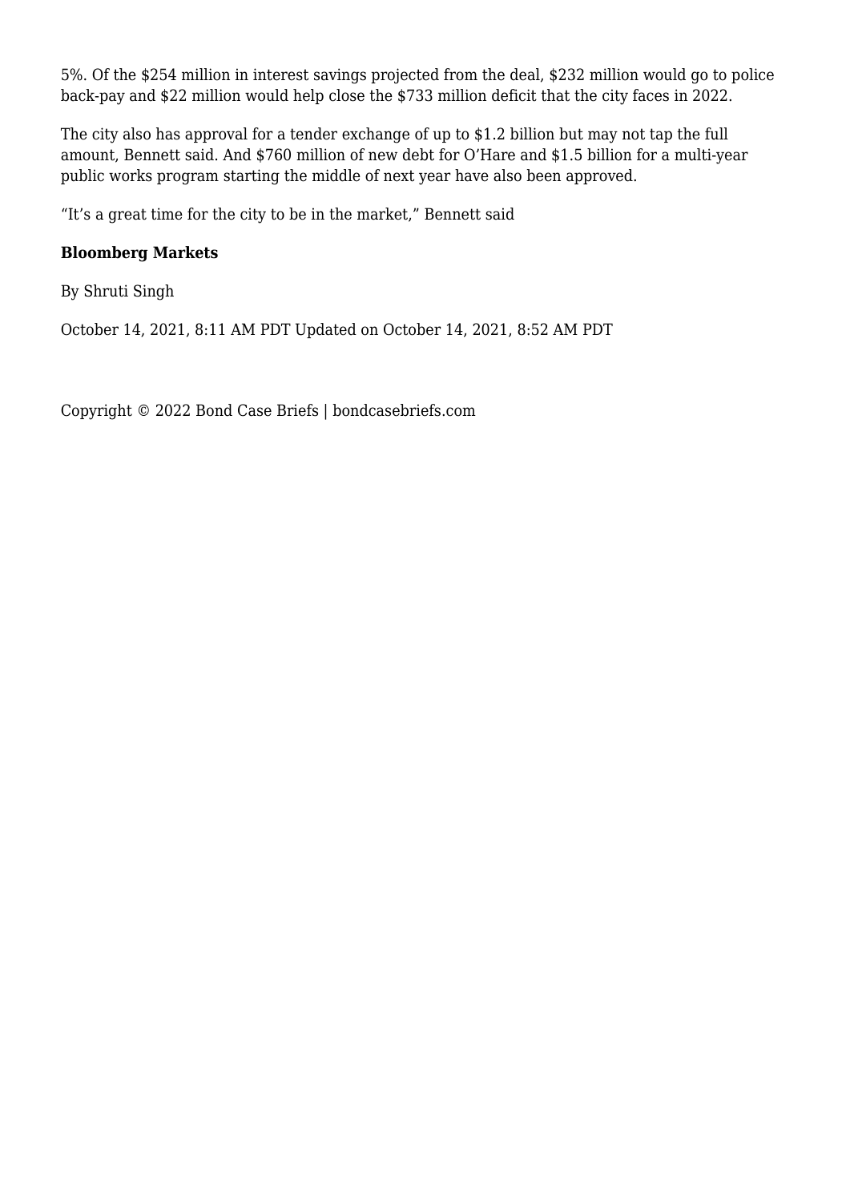5%. Of the $254 million in interest savings projected from the deal, $232 million would go to police back-pay and $22 million would help close the $733 million deficit that the city faces in 2022.

The city also has approval for a tender exchange of up to $1.2 billion but may not tap the full amount, Bennett said. And $760 million of new debt for O'Hare and $1.5 billion for a multi-year public works program starting the middle of next year have also been approved.

"It's a great time for the city to be in the market," Bennett said

**Bloomberg Markets**

By Shruti Singh

October 14, 2021, 8:11 AM PDT Updated on October 14, 2021, 8:52 AM PDT

Copyright © 2022 Bond Case Briefs | bondcasebriefs.com